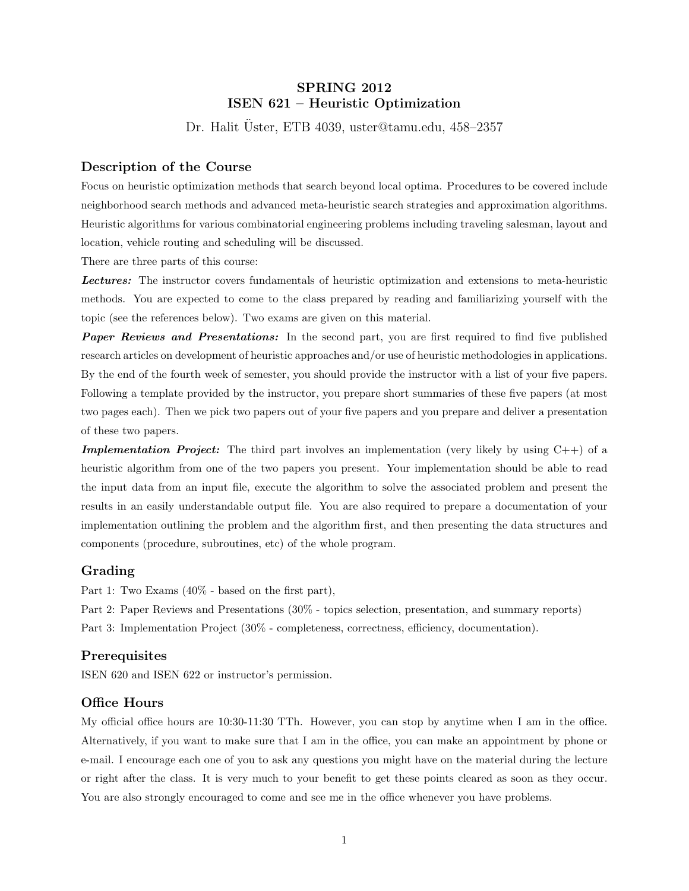# SPRING 2012
# ISEN 621 – Heuristic Optimization

Dr. Halit Üster, ETB 4039, uster@tamu.edu, 458–2357

## Description of the Course

Focus on heuristic optimization methods that search beyond local optima. Procedures to be covered include neighborhood search methods and advanced meta-heuristic search strategies and approximation algorithms. Heuristic algorithms for various combinatorial engineering problems including traveling salesman, layout and location, vehicle routing and scheduling will be discussed.

There are three parts of this course:

***Lectures:*** The instructor covers fundamentals of heuristic optimization and extensions to meta-heuristic methods. You are expected to come to the class prepared by reading and familiarizing yourself with the topic (see the references below). Two exams are given on this material.

***Paper Reviews and Presentations:*** In the second part, you are first required to find five published research articles on development of heuristic approaches and/or use of heuristic methodologies in applications. By the end of the fourth week of semester, you should provide the instructor with a list of your five papers. Following a template provided by the instructor, you prepare short summaries of these five papers (at most two pages each). Then we pick two papers out of your five papers and you prepare and deliver a presentation of these two papers.

***Implementation Project:*** The third part involves an implementation (very likely by using C++) of a heuristic algorithm from one of the two papers you present. Your implementation should be able to read the input data from an input file, execute the algorithm to solve the associated problem and present the results in an easily understandable output file. You are also required to prepare a documentation of your implementation outlining the problem and the algorithm first, and then presenting the data structures and components (procedure, subroutines, etc) of the whole program.

## Grading

Part 1: Two Exams (40% - based on the first part),

Part 2: Paper Reviews and Presentations (30% - topics selection, presentation, and summary reports)

Part 3: Implementation Project (30% - completeness, correctness, efficiency, documentation).

## Prerequisites

ISEN 620 and ISEN 622 or instructor's permission.

## Office Hours

My official office hours are 10:30-11:30 TTh. However, you can stop by anytime when I am in the office. Alternatively, if you want to make sure that I am in the office, you can make an appointment by phone or e-mail. I encourage each one of you to ask any questions you might have on the material during the lecture or right after the class. It is very much to your benefit to get these points cleared as soon as they occur. You are also strongly encouraged to come and see me in the office whenever you have problems.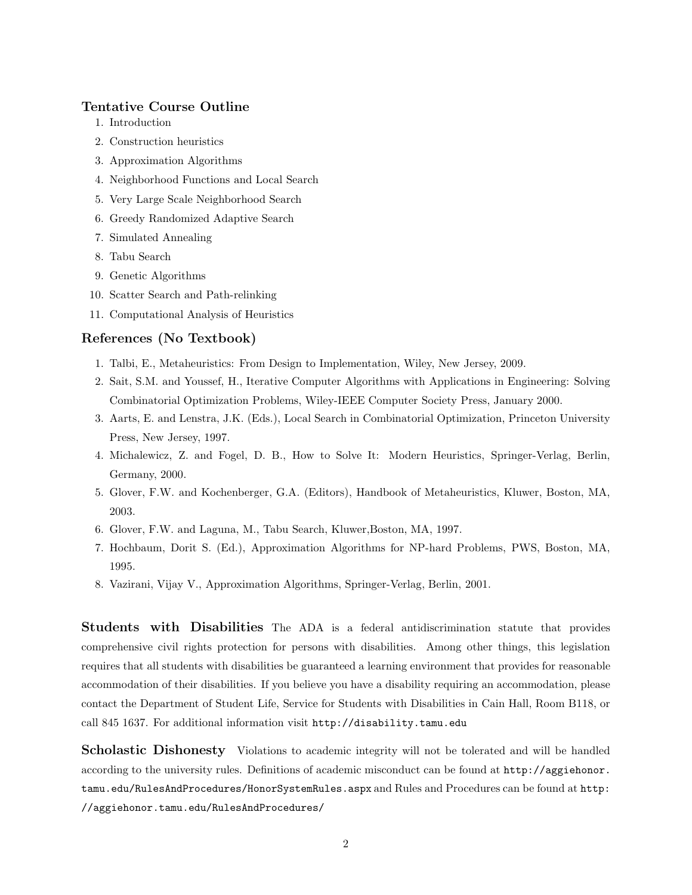## Tentative Course Outline

1. Introduction
2. Construction heuristics
3. Approximation Algorithms
4. Neighborhood Functions and Local Search
5. Very Large Scale Neighborhood Search
6. Greedy Randomized Adaptive Search
7. Simulated Annealing
8. Tabu Search
9. Genetic Algorithms
10. Scatter Search and Path-relinking
11. Computational Analysis of Heuristics

## References (No Textbook)

1. Talbi, E., Metaheuristics: From Design to Implementation, Wiley, New Jersey, 2009.
2. Sait, S.M. and Youssef, H., Iterative Computer Algorithms with Applications in Engineering: Solving Combinatorial Optimization Problems, Wiley-IEEE Computer Society Press, January 2000.
3. Aarts, E. and Lenstra, J.K. (Eds.), Local Search in Combinatorial Optimization, Princeton University Press, New Jersey, 1997.
4. Michalewicz, Z. and Fogel, D. B., How to Solve It: Modern Heuristics, Springer-Verlag, Berlin, Germany, 2000.
5. Glover, F.W. and Kochenberger, G.A. (Editors), Handbook of Metaheuristics, Kluwer, Boston, MA, 2003.
6. Glover, F.W. and Laguna, M., Tabu Search, Kluwer,Boston, MA, 1997.
7. Hochbaum, Dorit S. (Ed.), Approximation Algorithms for NP-hard Problems, PWS, Boston, MA, 1995.
8. Vazirani, Vijay V., Approximation Algorithms, Springer-Verlag, Berlin, 2001.

**Students with Disabilities** The ADA is a federal antidiscrimination statute that provides comprehensive civil rights protection for persons with disabilities. Among other things, this legislation requires that all students with disabilities be guaranteed a learning environment that provides for reasonable accommodation of their disabilities. If you believe you have a disability requiring an accommodation, please contact the Department of Student Life, Service for Students with Disabilities in Cain Hall, Room B118, or call 845 1637. For additional information visit `http://disability.tamu.edu`

**Scholastic Dishonesty** Violations to academic integrity will not be tolerated and will be handled according to the university rules. Definitions of academic misconduct can be found at `http://aggiehonor.tamu.edu/RulesAndProcedures/HonorSystemRules.aspx` and Rules and Procedures can be found at `http://aggiehonor.tamu.edu/RulesAndProcedures/`